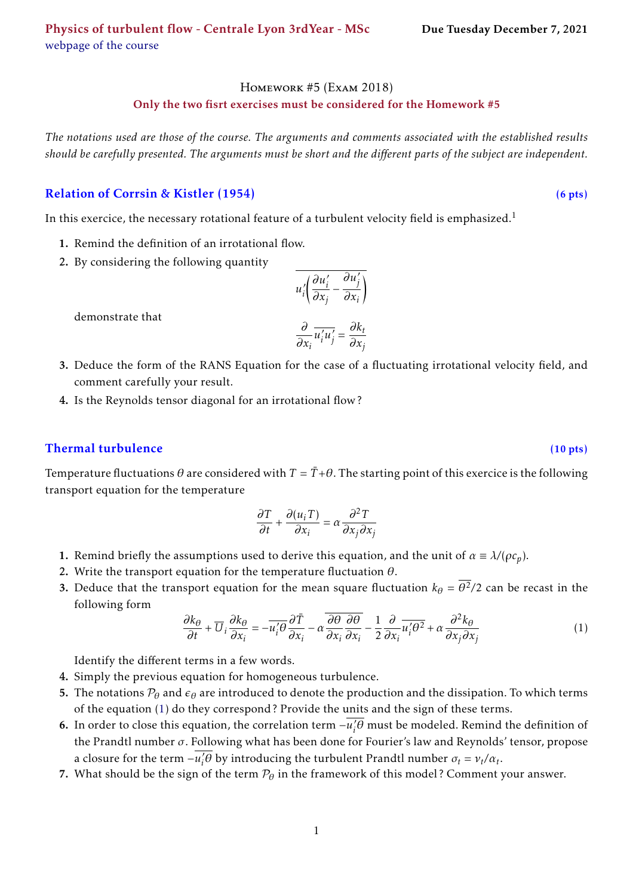**Physics of turbulent flow - Centrale Lyon 3rdYear - MSc** **Due Tuesday December 7, 2021**
webpage of the course

# Homework #5 (Exam 2018)

**Only the two fisrt exercises must be considered for the Homework #5**

*The notations used are those of the course. The arguments and comments associated with the established results should be carefully presented. The arguments must be short and the different parts of the subject are independent.*

## Relation of Corrsin & Kistler (1954) (6 pts)

In this exercice, the necessary rotational feature of a turbulent velocity field is emphasized.[1]

1. Remind the definition of an irrotational flow.
2. By considering the following quantity

$$\overline{u_i'\left(\frac{\partial u_i'}{\partial x_j} - \frac{\partial u_j'}{\partial x_i}\right)}$$

demonstrate that

$$\frac{\partial}{\partial x_i}\overline{u_i'u_j'} = \frac{\partial k_t}{\partial x_j}$$

3. Deduce the form of the RANS Equation for the case of a fluctuating irrotational velocity field, and comment carefully your result.
4. Is the Reynolds tensor diagonal for an irrotational flow ?

## Thermal turbulence (10 pts)

Temperature fluctuations $\theta$ are considered with $T = \bar{T} + \theta$. The starting point of this exercice is the following transport equation for the temperature

$$\frac{\partial T}{\partial t} + \frac{\partial (u_i T)}{\partial x_i} = \alpha \frac{\partial^2 T}{\partial x_j \partial x_j}$$

1. Remind briefly the assumptions used to derive this equation, and the unit of $\alpha \equiv \lambda/(\rho c_p)$.
2. Write the transport equation for the temperature fluctuation $\theta$.
3. Deduce that the transport equation for the mean square fluctuation $k_\theta = \overline{\theta^2}/2$ can be recast in the following form

$$\frac{\partial k_\theta}{\partial t} + \overline{U}_i \frac{\partial k_\theta}{\partial x_i} = -\overline{u_i'\theta}\frac{\partial \bar{T}}{\partial x_i} - \alpha \overline{\frac{\partial \theta}{\partial x_i}\frac{\partial \theta}{\partial x_i}} - \frac{1}{2}\frac{\partial}{\partial x_i}\overline{u_i'\theta^2} + \alpha \frac{\partial^2 k_\theta}{\partial x_j \partial x_j} \tag{1}$$

Identify the different terms in a few words.
4. Simply the previous equation for homogeneous turbulence.
5. The notations $\mathcal{P}_\theta$ and $\epsilon_\theta$ are introduced to denote the production and the dissipation. To which terms of the equation (1) do they correspond ? Provide the units and the sign of these terms.
6. In order to close this equation, the correlation term $-\overline{u_i'\theta}$ must be modeled. Remind the definition of the Prandtl number $\sigma$. Following what has been done for Fourier's law and Reynolds' tensor, propose a closure for the term $-\overline{u_i'\theta}$ by introducing the turbulent Prandtl number $\sigma_t = \nu_t/\alpha_t$.
7. What should be the sign of the term $\mathcal{P}_\theta$ in the framework of this model ? Comment your answer.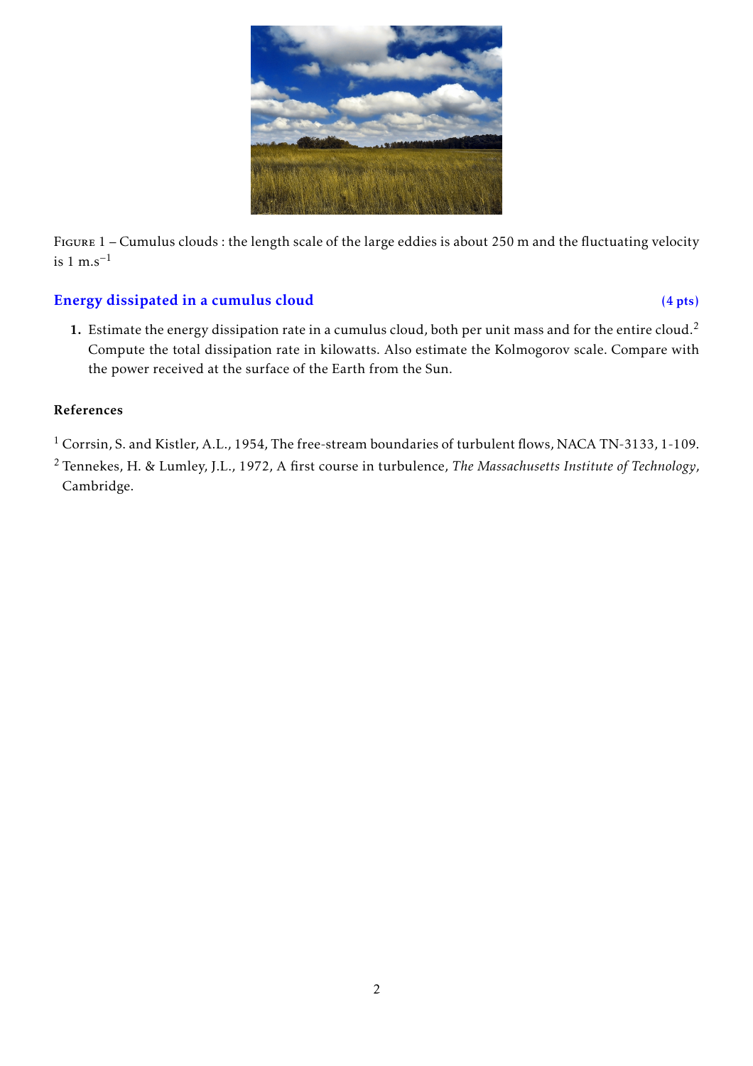Figure 1 – Cumulus clouds : the length scale of the large eddies is about 250 m and the fluctuating velocity is 1 $m.s^{-1}$

## Energy dissipated in a cumulus cloud (4 pts)

1. Estimate the energy dissipation rate in a cumulus cloud, both per unit mass and for the entire cloud.[2] Compute the total dissipation rate in kilowatts. Also estimate the Kolmogorov scale. Compare with the power received at the surface of the Earth from the Sun.

**References**

[1] Corrsin, S. and Kistler, A.L., 1954, The free-stream boundaries of turbulent flows, NACA TN-3133, 1-109.

[2] Tennekes, H. & Lumley, J.L., 1972, A first course in turbulence, *The Massachusetts Institute of Technology*, Cambridge.